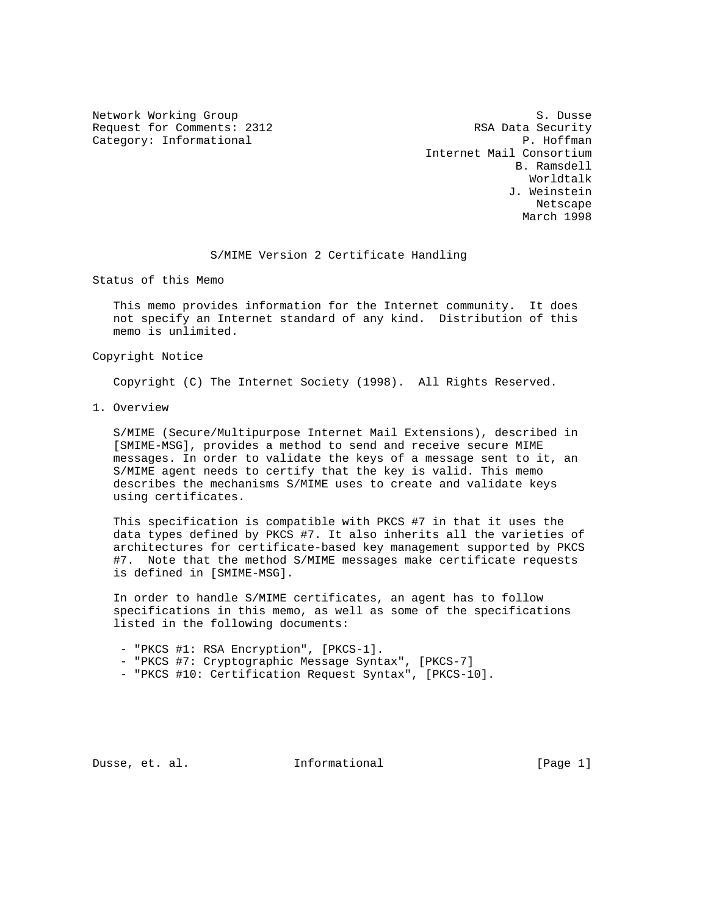Network Working Group S. Dusse
Request for Comments: 2312 RSA Data Security
Category: Informational P. Hoffman
Internet Mail Consortium
B. Ramsdell
Worldtalk
J. Weinstein
Netscape
March 1998

# S/MIME Version 2 Certificate Handling

## Status of this Memo

This memo provides information for the Internet community. It does not specify an Internet standard of any kind. Distribution of this memo is unlimited.

## Copyright Notice

Copyright (C) The Internet Society (1998). All Rights Reserved.

## 1. Overview

S/MIME (Secure/Multipurpose Internet Mail Extensions), described in [SMIME-MSG], provides a method to send and receive secure MIME messages. In order to validate the keys of a message sent to it, an S/MIME agent needs to certify that the key is valid. This memo describes the mechanisms S/MIME uses to create and validate keys using certificates.

This specification is compatible with PKCS #7 in that it uses the data types defined by PKCS #7. It also inherits all the varieties of architectures for certificate-based key management supported by PKCS #7. Note that the method S/MIME messages make certificate requests is defined in [SMIME-MSG].

In order to handle S/MIME certificates, an agent has to follow specifications in this memo, as well as some of the specifications listed in the following documents:

- "PKCS #1: RSA Encryption", [PKCS-1].
- "PKCS #7: Cryptographic Message Syntax", [PKCS-7]
- "PKCS #10: Certification Request Syntax", [PKCS-10].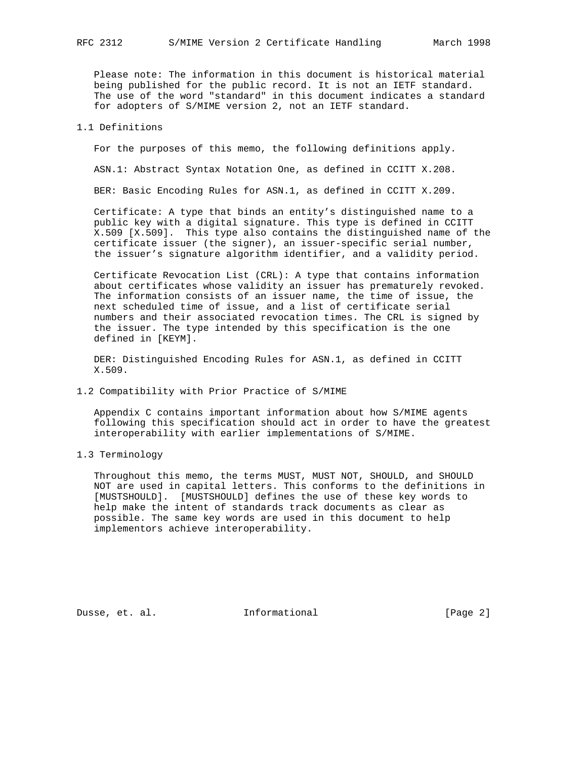Please note: The information in this document is historical material being published for the public record. It is not an IETF standard. The use of the word "standard" in this document indicates a standard for adopters of S/MIME version 2, not an IETF standard.

## 1.1 Definitions

For the purposes of this memo, the following definitions apply.

ASN.1: Abstract Syntax Notation One, as defined in CCITT X.208.

BER: Basic Encoding Rules for ASN.1, as defined in CCITT X.209.

Certificate: A type that binds an entity's distinguished name to a public key with a digital signature. This type is defined in CCITT X.509 [X.509]. This type also contains the distinguished name of the certificate issuer (the signer), an issuer-specific serial number, the issuer's signature algorithm identifier, and a validity period.

Certificate Revocation List (CRL): A type that contains information about certificates whose validity an issuer has prematurely revoked. The information consists of an issuer name, the time of issue, the next scheduled time of issue, and a list of certificate serial numbers and their associated revocation times. The CRL is signed by the issuer. The type intended by this specification is the one defined in [KEYM].

DER: Distinguished Encoding Rules for ASN.1, as defined in CCITT X.509.

## 1.2 Compatibility with Prior Practice of S/MIME

Appendix C contains important information about how S/MIME agents following this specification should act in order to have the greatest interoperability with earlier implementations of S/MIME.

## 1.3 Terminology

Throughout this memo, the terms MUST, MUST NOT, SHOULD, and SHOULD NOT are used in capital letters. This conforms to the definitions in [MUSTSHOULD]. [MUSTSHOULD] defines the use of these key words to help make the intent of standards track documents as clear as possible. The same key words are used in this document to help implementors achieve interoperability.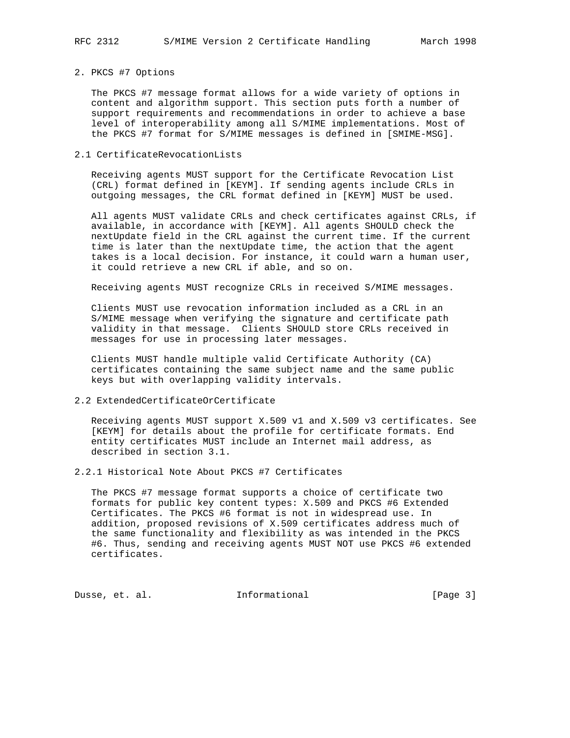## 2. PKCS #7 Options

The PKCS #7 message format allows for a wide variety of options in content and algorithm support. This section puts forth a number of support requirements and recommendations in order to achieve a base level of interoperability among all S/MIME implementations. Most of the PKCS #7 format for S/MIME messages is defined in [SMIME-MSG].

### 2.1 CertificateRevocationLists

Receiving agents MUST support for the Certificate Revocation List (CRL) format defined in [KEYM]. If sending agents include CRLs in outgoing messages, the CRL format defined in [KEYM] MUST be used.

All agents MUST validate CRLs and check certificates against CRLs, if available, in accordance with [KEYM]. All agents SHOULD check the nextUpdate field in the CRL against the current time. If the current time is later than the nextUpdate time, the action that the agent takes is a local decision. For instance, it could warn a human user, it could retrieve a new CRL if able, and so on.

Receiving agents MUST recognize CRLs in received S/MIME messages.

Clients MUST use revocation information included as a CRL in an S/MIME message when verifying the signature and certificate path validity in that message. Clients SHOULD store CRLs received in messages for use in processing later messages.

Clients MUST handle multiple valid Certificate Authority (CA) certificates containing the same subject name and the same public keys but with overlapping validity intervals.

### 2.2 ExtendedCertificateOrCertificate

Receiving agents MUST support X.509 v1 and X.509 v3 certificates. See [KEYM] for details about the profile for certificate formats. End entity certificates MUST include an Internet mail address, as described in section 3.1.

#### 2.2.1 Historical Note About PKCS #7 Certificates

The PKCS #7 message format supports a choice of certificate two formats for public key content types: X.509 and PKCS #6 Extended Certificates. The PKCS #6 format is not in widespread use. In addition, proposed revisions of X.509 certificates address much of the same functionality and flexibility as was intended in the PKCS #6. Thus, sending and receiving agents MUST NOT use PKCS #6 extended certificates.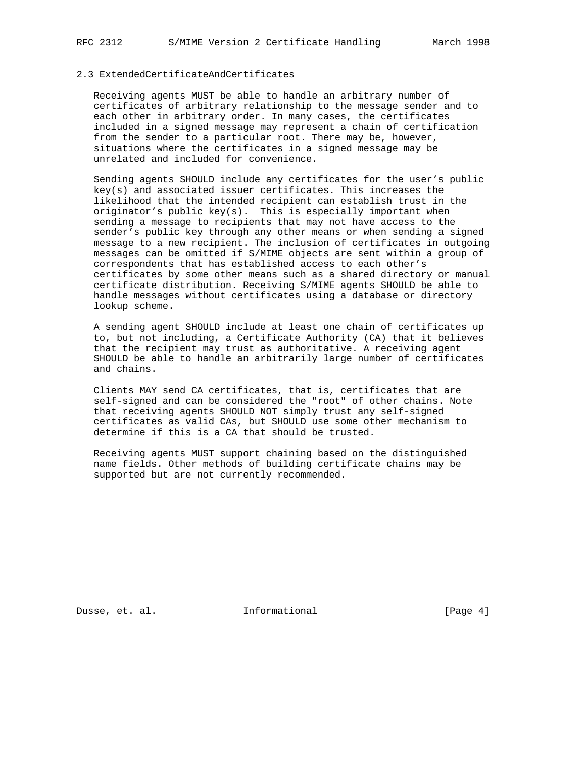### 2.3 ExtendedCertificateAndCertificates

Receiving agents MUST be able to handle an arbitrary number of certificates of arbitrary relationship to the message sender and to each other in arbitrary order. In many cases, the certificates included in a signed message may represent a chain of certification from the sender to a particular root. There may be, however, situations where the certificates in a signed message may be unrelated and included for convenience.

Sending agents SHOULD include any certificates for the user's public key(s) and associated issuer certificates. This increases the likelihood that the intended recipient can establish trust in the originator's public key(s). This is especially important when sending a message to recipients that may not have access to the sender's public key through any other means or when sending a signed message to a new recipient. The inclusion of certificates in outgoing messages can be omitted if S/MIME objects are sent within a group of correspondents that has established access to each other's certificates by some other means such as a shared directory or manual certificate distribution. Receiving S/MIME agents SHOULD be able to handle messages without certificates using a database or directory lookup scheme.

A sending agent SHOULD include at least one chain of certificates up to, but not including, a Certificate Authority (CA) that it believes that the recipient may trust as authoritative. A receiving agent SHOULD be able to handle an arbitrarily large number of certificates and chains.

Clients MAY send CA certificates, that is, certificates that are self-signed and can be considered the "root" of other chains. Note that receiving agents SHOULD NOT simply trust any self-signed certificates as valid CAs, but SHOULD use some other mechanism to determine if this is a CA that should be trusted.

Receiving agents MUST support chaining based on the distinguished name fields. Other methods of building certificate chains may be supported but are not currently recommended.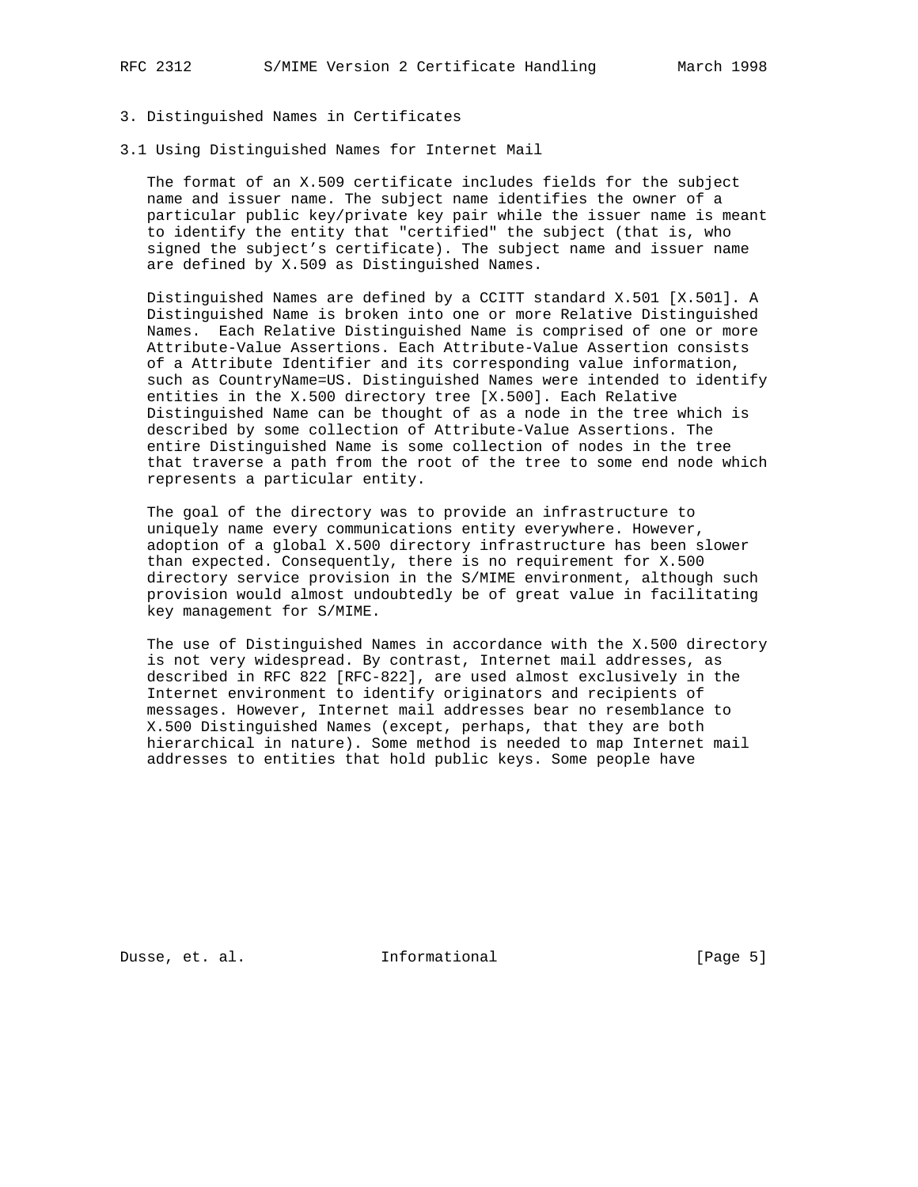# 3. Distinguished Names in Certificates

## 3.1 Using Distinguished Names for Internet Mail

The format of an X.509 certificate includes fields for the subject name and issuer name. The subject name identifies the owner of a particular public key/private key pair while the issuer name is meant to identify the entity that "certified" the subject (that is, who signed the subject's certificate). The subject name and issuer name are defined by X.509 as Distinguished Names.

Distinguished Names are defined by a CCITT standard X.501 [X.501]. A Distinguished Name is broken into one or more Relative Distinguished Names. Each Relative Distinguished Name is comprised of one or more Attribute-Value Assertions. Each Attribute-Value Assertion consists of a Attribute Identifier and its corresponding value information, such as CountryName=US. Distinguished Names were intended to identify entities in the X.500 directory tree [X.500]. Each Relative Distinguished Name can be thought of as a node in the tree which is described by some collection of Attribute-Value Assertions. The entire Distinguished Name is some collection of nodes in the tree that traverse a path from the root of the tree to some end node which represents a particular entity.

The goal of the directory was to provide an infrastructure to uniquely name every communications entity everywhere. However, adoption of a global X.500 directory infrastructure has been slower than expected. Consequently, there is no requirement for X.500 directory service provision in the S/MIME environment, although such provision would almost undoubtedly be of great value in facilitating key management for S/MIME.

The use of Distinguished Names in accordance with the X.500 directory is not very widespread. By contrast, Internet mail addresses, as described in RFC 822 [RFC-822], are used almost exclusively in the Internet environment to identify originators and recipients of messages. However, Internet mail addresses bear no resemblance to X.500 Distinguished Names (except, perhaps, that they are both hierarchical in nature). Some method is needed to map Internet mail addresses to entities that hold public keys. Some people have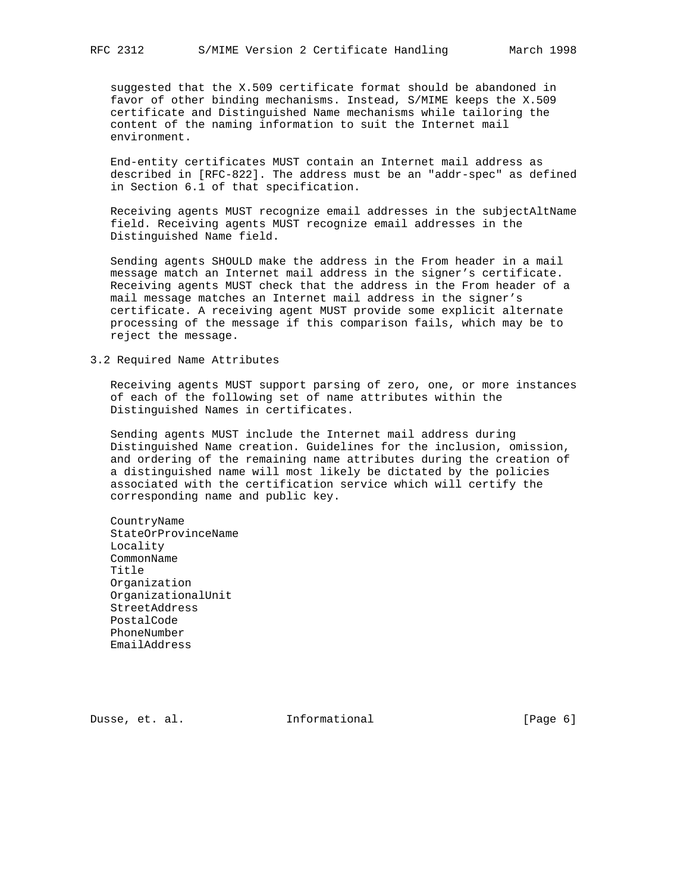suggested that the X.509 certificate format should be abandoned in favor of other binding mechanisms. Instead, S/MIME keeps the X.509 certificate and Distinguished Name mechanisms while tailoring the content of the naming information to suit the Internet mail environment.

End-entity certificates MUST contain an Internet mail address as described in [RFC-822]. The address must be an "addr-spec" as defined in Section 6.1 of that specification.

Receiving agents MUST recognize email addresses in the subjectAltName field. Receiving agents MUST recognize email addresses in the Distinguished Name field.

Sending agents SHOULD make the address in the From header in a mail message match an Internet mail address in the signer's certificate. Receiving agents MUST check that the address in the From header of a mail message matches an Internet mail address in the signer's certificate. A receiving agent MUST provide some explicit alternate processing of the message if this comparison fails, which may be to reject the message.

## 3.2 Required Name Attributes

Receiving agents MUST support parsing of zero, one, or more instances of each of the following set of name attributes within the Distinguished Names in certificates.

Sending agents MUST include the Internet mail address during Distinguished Name creation. Guidelines for the inclusion, omission, and ordering of the remaining name attributes during the creation of a distinguished name will most likely be dictated by the policies associated with the certification service which will certify the corresponding name and public key.

```
CountryName
StateOrProvinceName
Locality
CommonName
Title
Organization
OrganizationalUnit
StreetAddress
PostalCode
PhoneNumber
EmailAddress
```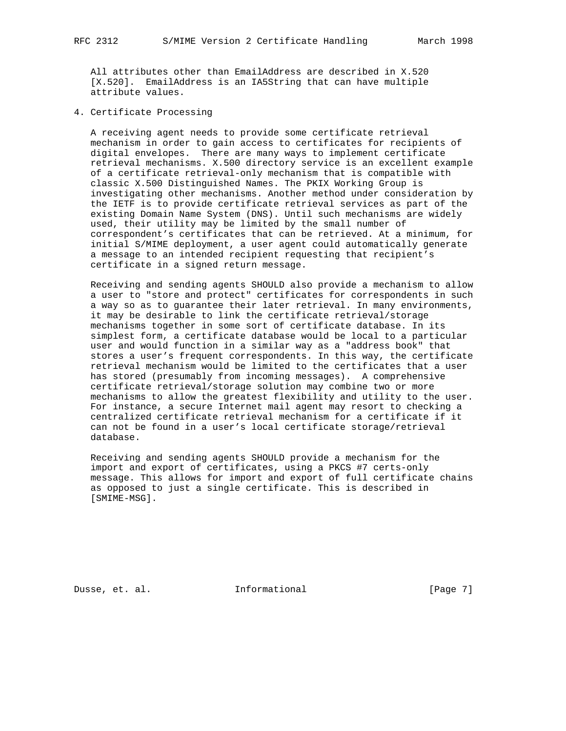All attributes other than EmailAddress are described in X.520 [X.520]. EmailAddress is an IA5String that can have multiple attribute values.

## 4. Certificate Processing

A receiving agent needs to provide some certificate retrieval mechanism in order to gain access to certificates for recipients of digital envelopes. There are many ways to implement certificate retrieval mechanisms. X.500 directory service is an excellent example of a certificate retrieval-only mechanism that is compatible with classic X.500 Distinguished Names. The PKIX Working Group is investigating other mechanisms. Another method under consideration by the IETF is to provide certificate retrieval services as part of the existing Domain Name System (DNS). Until such mechanisms are widely used, their utility may be limited by the small number of correspondent's certificates that can be retrieved. At a minimum, for initial S/MIME deployment, a user agent could automatically generate a message to an intended recipient requesting that recipient's certificate in a signed return message.

Receiving and sending agents SHOULD also provide a mechanism to allow a user to "store and protect" certificates for correspondents in such a way so as to guarantee their later retrieval. In many environments, it may be desirable to link the certificate retrieval/storage mechanisms together in some sort of certificate database. In its simplest form, a certificate database would be local to a particular user and would function in a similar way as a "address book" that stores a user's frequent correspondents. In this way, the certificate retrieval mechanism would be limited to the certificates that a user has stored (presumably from incoming messages). A comprehensive certificate retrieval/storage solution may combine two or more mechanisms to allow the greatest flexibility and utility to the user. For instance, a secure Internet mail agent may resort to checking a centralized certificate retrieval mechanism for a certificate if it can not be found in a user's local certificate storage/retrieval database.

Receiving and sending agents SHOULD provide a mechanism for the import and export of certificates, using a PKCS #7 certs-only message. This allows for import and export of full certificate chains as opposed to just a single certificate. This is described in [SMIME-MSG].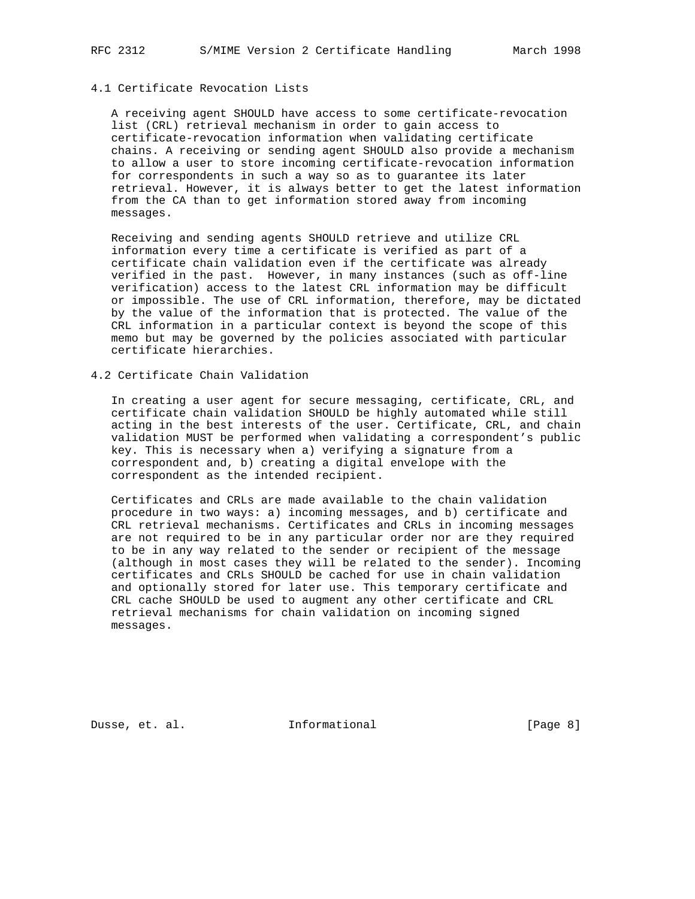### 4.1 Certificate Revocation Lists

A receiving agent SHOULD have access to some certificate-revocation list (CRL) retrieval mechanism in order to gain access to certificate-revocation information when validating certificate chains. A receiving or sending agent SHOULD also provide a mechanism to allow a user to store incoming certificate-revocation information for correspondents in such a way so as to guarantee its later retrieval. However, it is always better to get the latest information from the CA than to get information stored away from incoming messages.

Receiving and sending agents SHOULD retrieve and utilize CRL information every time a certificate is verified as part of a certificate chain validation even if the certificate was already verified in the past. However, in many instances (such as off-line verification) access to the latest CRL information may be difficult or impossible. The use of CRL information, therefore, may be dictated by the value of the information that is protected. The value of the CRL information in a particular context is beyond the scope of this memo but may be governed by the policies associated with particular certificate hierarchies.

### 4.2 Certificate Chain Validation

In creating a user agent for secure messaging, certificate, CRL, and certificate chain validation SHOULD be highly automated while still acting in the best interests of the user. Certificate, CRL, and chain validation MUST be performed when validating a correspondent's public key. This is necessary when a) verifying a signature from a correspondent and, b) creating a digital envelope with the correspondent as the intended recipient.

Certificates and CRLs are made available to the chain validation procedure in two ways: a) incoming messages, and b) certificate and CRL retrieval mechanisms. Certificates and CRLs in incoming messages are not required to be in any particular order nor are they required to be in any way related to the sender or recipient of the message (although in most cases they will be related to the sender). Incoming certificates and CRLs SHOULD be cached for use in chain validation and optionally stored for later use. This temporary certificate and CRL cache SHOULD be used to augment any other certificate and CRL retrieval mechanisms for chain validation on incoming signed messages.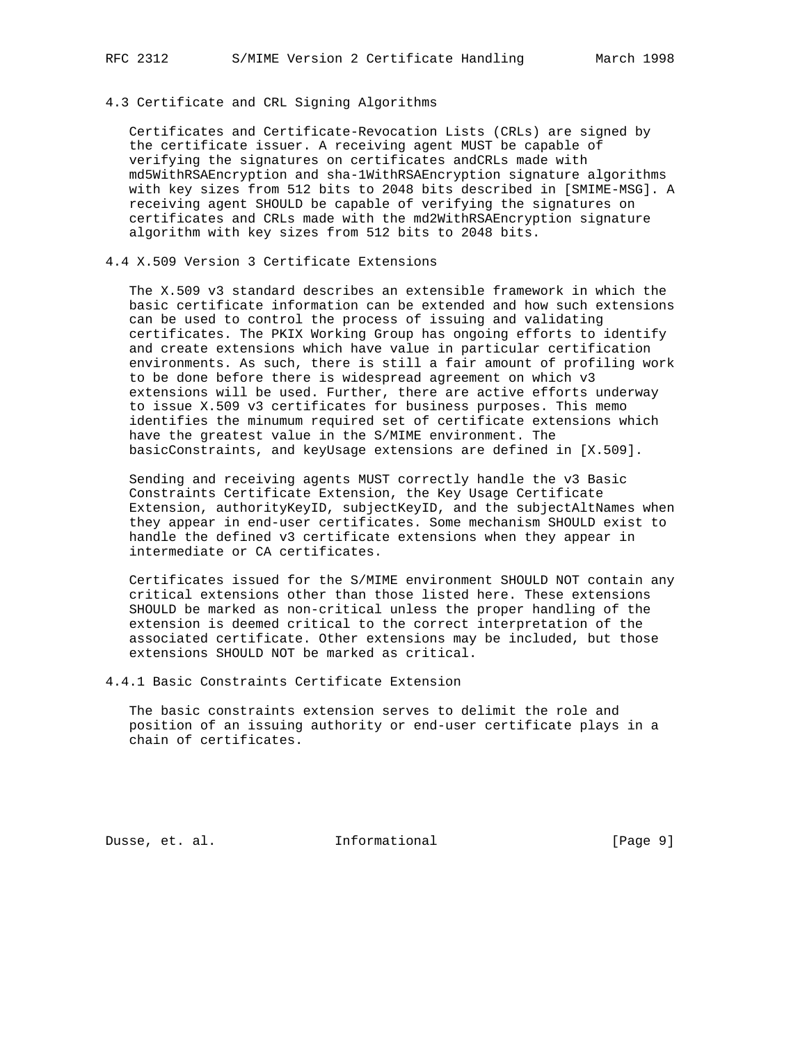### 4.3 Certificate and CRL Signing Algorithms

Certificates and Certificate-Revocation Lists (CRLs) are signed by the certificate issuer. A receiving agent MUST be capable of verifying the signatures on certificates andCRLs made with md5WithRSAEncryption and sha-1WithRSAEncryption signature algorithms with key sizes from 512 bits to 2048 bits described in [SMIME-MSG]. A receiving agent SHOULD be capable of verifying the signatures on certificates and CRLs made with the md2WithRSAEncryption signature algorithm with key sizes from 512 bits to 2048 bits.

### 4.4 X.509 Version 3 Certificate Extensions

The X.509 v3 standard describes an extensible framework in which the basic certificate information can be extended and how such extensions can be used to control the process of issuing and validating certificates. The PKIX Working Group has ongoing efforts to identify and create extensions which have value in particular certification environments. As such, there is still a fair amount of profiling work to be done before there is widespread agreement on which v3 extensions will be used. Further, there are active efforts underway to issue X.509 v3 certificates for business purposes. This memo identifies the minumum required set of certificate extensions which have the greatest value in the S/MIME environment. The basicConstraints, and keyUsage extensions are defined in [X.509].

Sending and receiving agents MUST correctly handle the v3 Basic Constraints Certificate Extension, the Key Usage Certificate Extension, authorityKeyID, subjectKeyID, and the subjectAltNames when they appear in end-user certificates. Some mechanism SHOULD exist to handle the defined v3 certificate extensions when they appear in intermediate or CA certificates.

Certificates issued for the S/MIME environment SHOULD NOT contain any critical extensions other than those listed here. These extensions SHOULD be marked as non-critical unless the proper handling of the extension is deemed critical to the correct interpretation of the associated certificate. Other extensions may be included, but those extensions SHOULD NOT be marked as critical.

#### 4.4.1 Basic Constraints Certificate Extension

The basic constraints extension serves to delimit the role and position of an issuing authority or end-user certificate plays in a chain of certificates.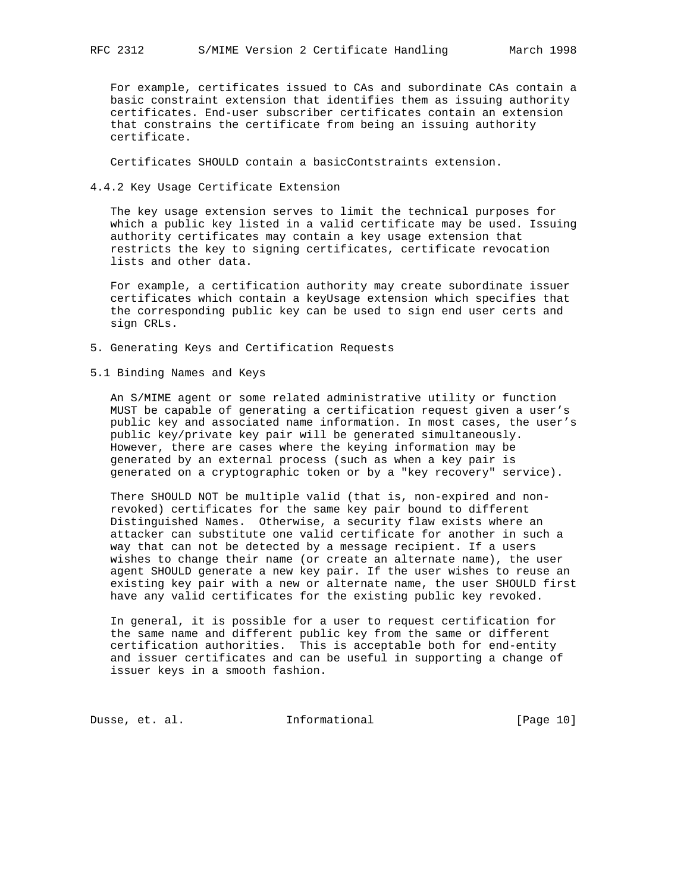For example, certificates issued to CAs and subordinate CAs contain a basic constraint extension that identifies them as issuing authority certificates. End-user subscriber certificates contain an extension that constrains the certificate from being an issuing authority certificate.

Certificates SHOULD contain a basicContstraints extension.

### 4.4.2 Key Usage Certificate Extension

The key usage extension serves to limit the technical purposes for which a public key listed in a valid certificate may be used. Issuing authority certificates may contain a key usage extension that restricts the key to signing certificates, certificate revocation lists and other data.

For example, a certification authority may create subordinate issuer certificates which contain a keyUsage extension which specifies that the corresponding public key can be used to sign end user certs and sign CRLs.

## 5. Generating Keys and Certification Requests

### 5.1 Binding Names and Keys

An S/MIME agent or some related administrative utility or function MUST be capable of generating a certification request given a user's public key and associated name information. In most cases, the user's public key/private key pair will be generated simultaneously. However, there are cases where the keying information may be generated by an external process (such as when a key pair is generated on a cryptographic token or by a "key recovery" service).

There SHOULD NOT be multiple valid (that is, non-expired and non-revoked) certificates for the same key pair bound to different Distinguished Names. Otherwise, a security flaw exists where an attacker can substitute one valid certificate for another in such a way that can not be detected by a message recipient. If a users wishes to change their name (or create an alternate name), the user agent SHOULD generate a new key pair. If the user wishes to reuse an existing key pair with a new or alternate name, the user SHOULD first have any valid certificates for the existing public key revoked.

In general, it is possible for a user to request certification for the same name and different public key from the same or different certification authorities. This is acceptable both for end-entity and issuer certificates and can be useful in supporting a change of issuer keys in a smooth fashion.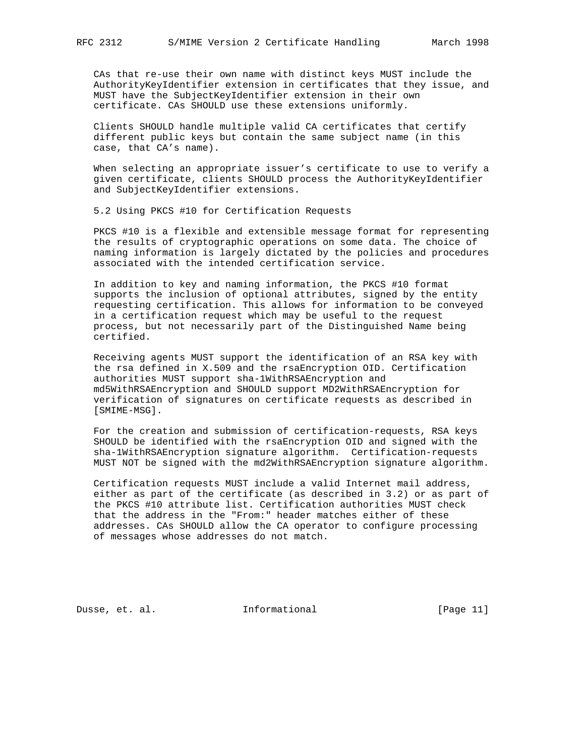CAs that re-use their own name with distinct keys MUST include the AuthorityKeyIdentifier extension in certificates that they issue, and MUST have the SubjectKeyIdentifier extension in their own certificate. CAs SHOULD use these extensions uniformly.

Clients SHOULD handle multiple valid CA certificates that certify different public keys but contain the same subject name (in this case, that CA's name).

When selecting an appropriate issuer's certificate to use to verify a given certificate, clients SHOULD process the AuthorityKeyIdentifier and SubjectKeyIdentifier extensions.

## 5.2 Using PKCS #10 for Certification Requests

PKCS #10 is a flexible and extensible message format for representing the results of cryptographic operations on some data. The choice of naming information is largely dictated by the policies and procedures associated with the intended certification service.

In addition to key and naming information, the PKCS #10 format supports the inclusion of optional attributes, signed by the entity requesting certification. This allows for information to be conveyed in a certification request which may be useful to the request process, but not necessarily part of the Distinguished Name being certified.

Receiving agents MUST support the identification of an RSA key with the rsa defined in X.509 and the rsaEncryption OID. Certification authorities MUST support sha-1WithRSAEncryption and md5WithRSAEncryption and SHOULD support MD2WithRSAEncryption for verification of signatures on certificate requests as described in [SMIME-MSG].

For the creation and submission of certification-requests, RSA keys SHOULD be identified with the rsaEncryption OID and signed with the sha-1WithRSAEncryption signature algorithm. Certification-requests MUST NOT be signed with the md2WithRSAEncryption signature algorithm.

Certification requests MUST include a valid Internet mail address, either as part of the certificate (as described in 3.2) or as part of the PKCS #10 attribute list. Certification authorities MUST check that the address in the "From:" header matches either of these addresses. CAs SHOULD allow the CA operator to configure processing of messages whose addresses do not match.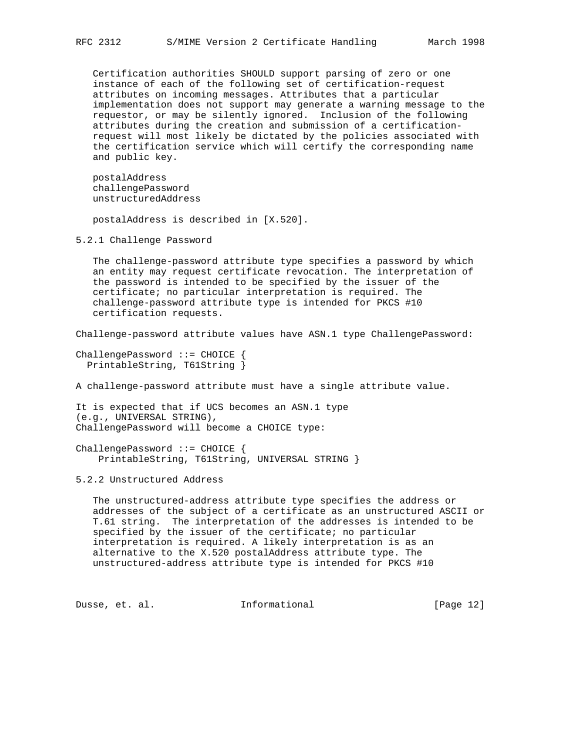Certification authorities SHOULD support parsing of zero or one instance of each of the following set of certification-request attributes on incoming messages. Attributes that a particular implementation does not support may generate a warning message to the requestor, or may be silently ignored. Inclusion of the following attributes during the creation and submission of a certification-request will most likely be dictated by the policies associated with the certification service which will certify the corresponding name and public key.

postalAddress
challengePassword
unstructuredAddress

postalAddress is described in [X.520].

### 5.2.1 Challenge Password

The challenge-password attribute type specifies a password by which an entity may request certificate revocation. The interpretation of the password is intended to be specified by the issuer of the certificate; no particular interpretation is required. The challenge-password attribute type is intended for PKCS #10 certification requests.

Challenge-password attribute values have ASN.1 type ChallengePassword:

```
ChallengePassword ::= CHOICE {
  PrintableString, T61String }
```

A challenge-password attribute must have a single attribute value.

It is expected that if UCS becomes an ASN.1 type (e.g., UNIVERSAL STRING), ChallengePassword will become a CHOICE type:

```
ChallengePassword ::= CHOICE {
    PrintableString, T61String, UNIVERSAL STRING }
```

### 5.2.2 Unstructured Address

The unstructured-address attribute type specifies the address or addresses of the subject of a certificate as an unstructured ASCII or T.61 string. The interpretation of the addresses is intended to be specified by the issuer of the certificate; no particular interpretation is required. A likely interpretation is as an alternative to the X.520 postalAddress attribute type. The unstructured-address attribute type is intended for PKCS #10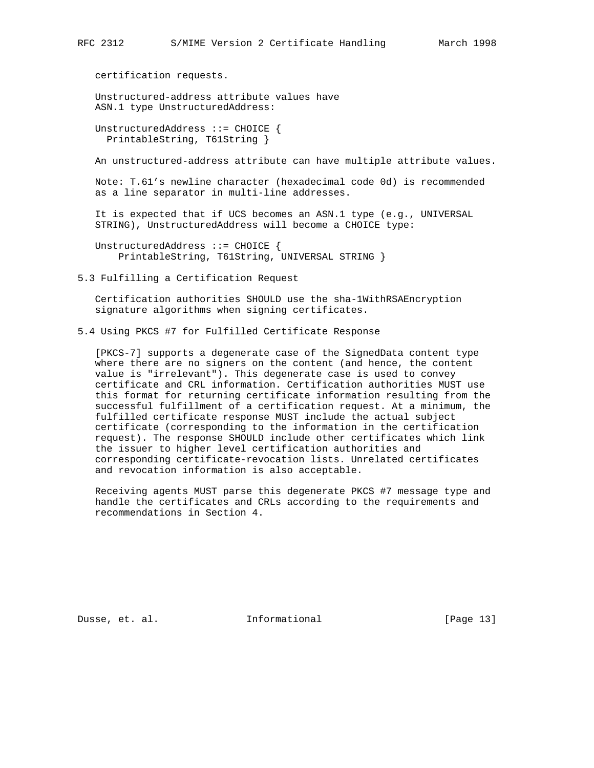certification requests.

Unstructured-address attribute values have ASN.1 type UnstructuredAddress:

```
UnstructuredAddress ::= CHOICE {
  PrintableString, T61String }
```

An unstructured-address attribute can have multiple attribute values.

Note: T.61's newline character (hexadecimal code 0d) is recommended as a line separator in multi-line addresses.

It is expected that if UCS becomes an ASN.1 type (e.g., UNIVERSAL STRING), UnstructuredAddress will become a CHOICE type:

```
UnstructuredAddress ::= CHOICE {
    PrintableString, T61String, UNIVERSAL STRING }
```

## 5.3 Fulfilling a Certification Request

Certification authorities SHOULD use the sha-1WithRSAEncryption signature algorithms when signing certificates.

## 5.4 Using PKCS #7 for Fulfilled Certificate Response

[PKCS-7] supports a degenerate case of the SignedData content type where there are no signers on the content (and hence, the content value is "irrelevant"). This degenerate case is used to convey certificate and CRL information. Certification authorities MUST use this format for returning certificate information resulting from the successful fulfillment of a certification request. At a minimum, the fulfilled certificate response MUST include the actual subject certificate (corresponding to the information in the certification request). The response SHOULD include other certificates which link the issuer to higher level certification authorities and corresponding certificate-revocation lists. Unrelated certificates and revocation information is also acceptable.

Receiving agents MUST parse this degenerate PKCS #7 message type and handle the certificates and CRLs according to the requirements and recommendations in Section 4.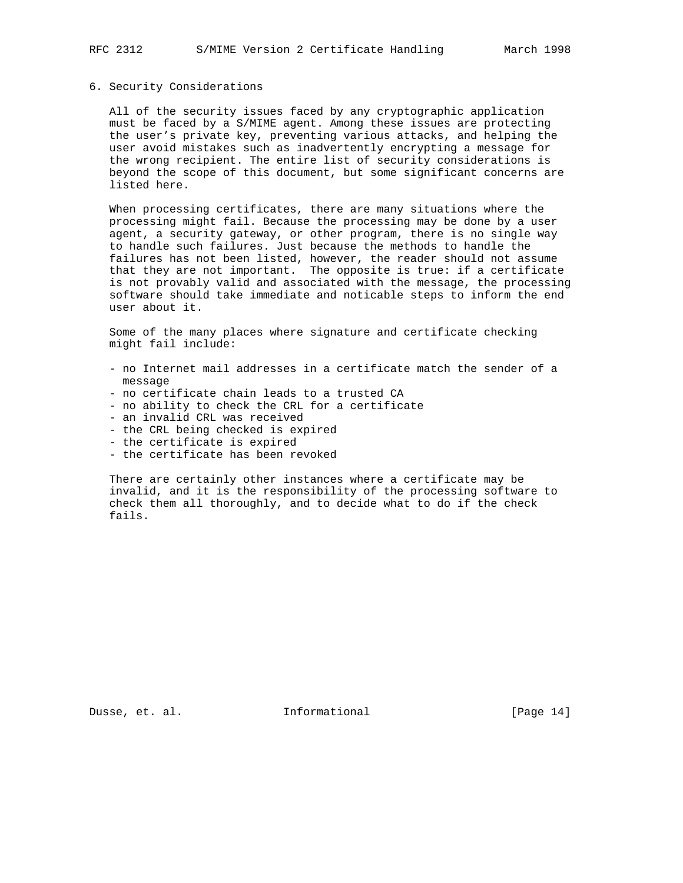## 6. Security Considerations

All of the security issues faced by any cryptographic application must be faced by a S/MIME agent. Among these issues are protecting the user's private key, preventing various attacks, and helping the user avoid mistakes such as inadvertently encrypting a message for the wrong recipient. The entire list of security considerations is beyond the scope of this document, but some significant concerns are listed here.

When processing certificates, there are many situations where the processing might fail. Because the processing may be done by a user agent, a security gateway, or other program, there is no single way to handle such failures. Just because the methods to handle the failures has not been listed, however, the reader should not assume that they are not important. The opposite is true: if a certificate is not provably valid and associated with the message, the processing software should take immediate and noticable steps to inform the end user about it.

Some of the many places where signature and certificate checking might fail include:

- no Internet mail addresses in a certificate match the sender of a message
- no certificate chain leads to a trusted CA
- no ability to check the CRL for a certificate
- an invalid CRL was received
- the CRL being checked is expired
- the certificate is expired
- the certificate has been revoked

There are certainly other instances where a certificate may be invalid, and it is the responsibility of the processing software to check them all thoroughly, and to decide what to do if the check fails.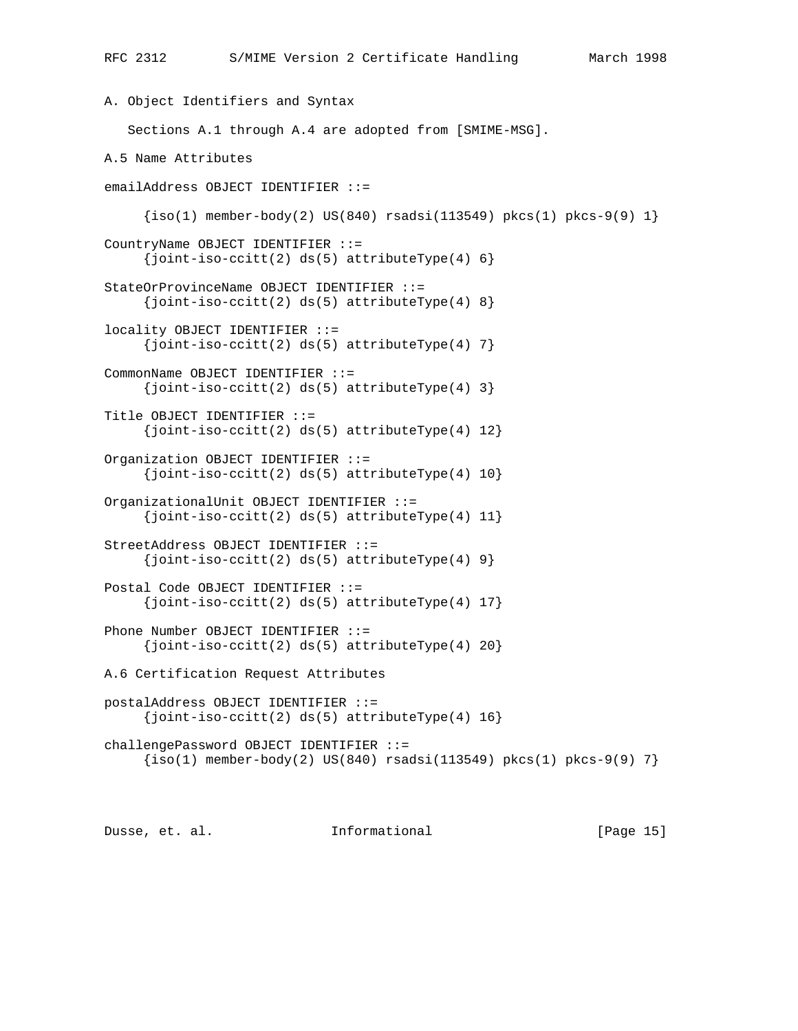## A. Object Identifiers and Syntax

Sections A.1 through A.4 are adopted from [SMIME-MSG].

### A.5 Name Attributes

```
emailAddress OBJECT IDENTIFIER ::=

     {iso(1) member-body(2) US(840) rsadsi(113549) pkcs(1) pkcs-9(9) 1}

CountryName OBJECT IDENTIFIER ::=
     {joint-iso-ccitt(2) ds(5) attributeType(4) 6}

StateOrProvinceName OBJECT IDENTIFIER ::=
     {joint-iso-ccitt(2) ds(5) attributeType(4) 8}

locality OBJECT IDENTIFIER ::=
     {joint-iso-ccitt(2) ds(5) attributeType(4) 7}

CommonName OBJECT IDENTIFIER ::=
     {joint-iso-ccitt(2) ds(5) attributeType(4) 3}

Title OBJECT IDENTIFIER ::=
     {joint-iso-ccitt(2) ds(5) attributeType(4) 12}

Organization OBJECT IDENTIFIER ::=
     {joint-iso-ccitt(2) ds(5) attributeType(4) 10}

OrganizationalUnit OBJECT IDENTIFIER ::=
     {joint-iso-ccitt(2) ds(5) attributeType(4) 11}

StreetAddress OBJECT IDENTIFIER ::=
     {joint-iso-ccitt(2) ds(5) attributeType(4) 9}

Postal Code OBJECT IDENTIFIER ::=
     {joint-iso-ccitt(2) ds(5) attributeType(4) 17}

Phone Number OBJECT IDENTIFIER ::=
     {joint-iso-ccitt(2) ds(5) attributeType(4) 20}
```

### A.6 Certification Request Attributes

```
postalAddress OBJECT IDENTIFIER ::=
     {joint-iso-ccitt(2) ds(5) attributeType(4) 16}

challengePassword OBJECT IDENTIFIER ::=
     {iso(1) member-body(2) US(840) rsadsi(113549) pkcs(1) pkcs-9(9) 7}
```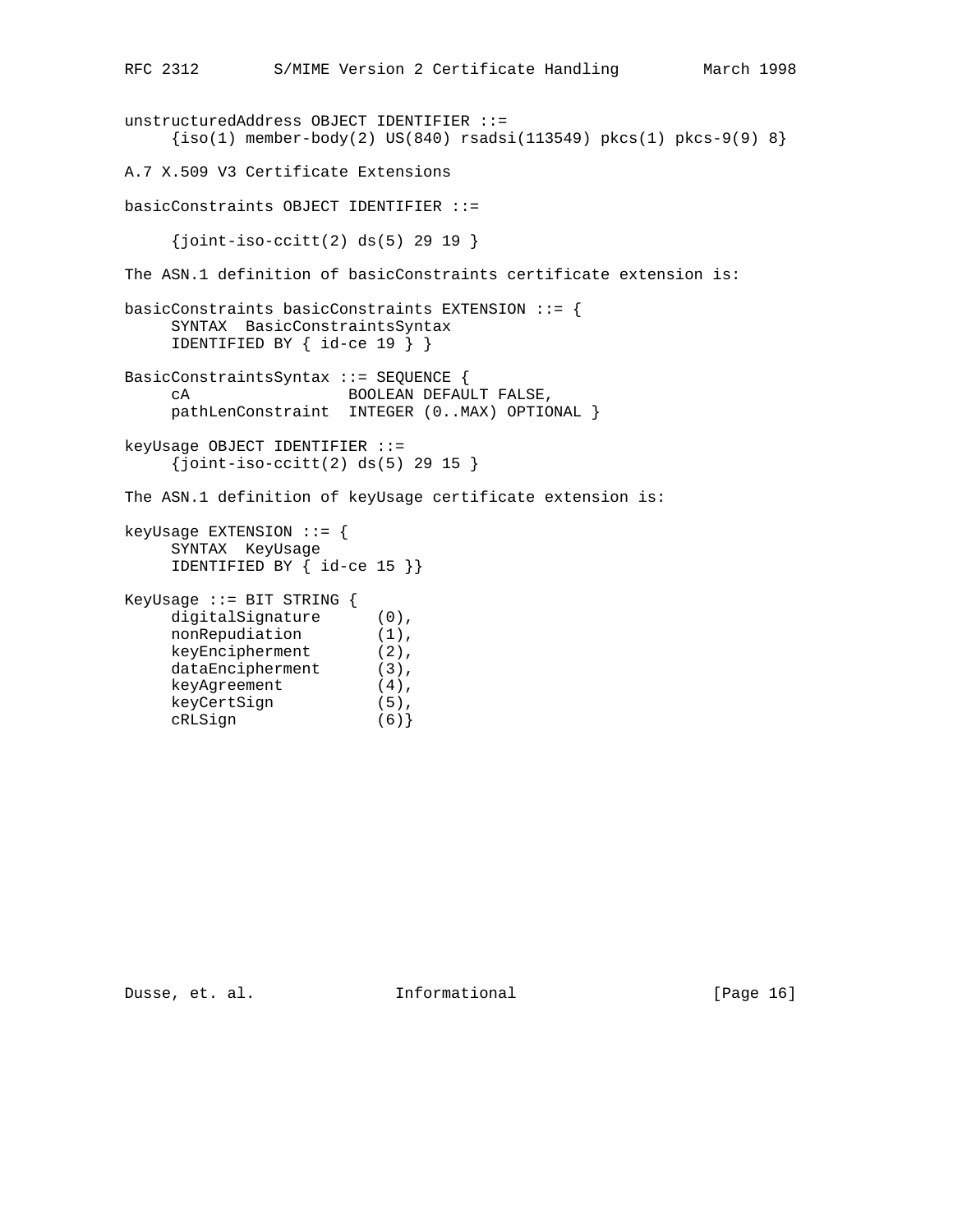```
unstructuredAddress OBJECT IDENTIFIER ::=
     {iso(1) member-body(2) US(840) rsadsi(113549) pkcs(1) pkcs-9(9) 8}
```

## A.7 X.509 V3 Certificate Extensions

```
basicConstraints OBJECT IDENTIFIER ::=

     {joint-iso-ccitt(2) ds(5) 29 19 }
```

The ASN.1 definition of basicConstraints certificate extension is:

```
basicConstraints basicConstraints EXTENSION ::= {
     SYNTAX  BasicConstraintsSyntax
     IDENTIFIED BY { id-ce 19 } }

BasicConstraintsSyntax ::= SEQUENCE {
     cA                 BOOLEAN DEFAULT FALSE,
     pathLenConstraint  INTEGER (0..MAX) OPTIONAL }

keyUsage OBJECT IDENTIFIER ::=
     {joint-iso-ccitt(2) ds(5) 29 15 }
```

The ASN.1 definition of keyUsage certificate extension is:

```
keyUsage EXTENSION ::= {
     SYNTAX  KeyUsage
     IDENTIFIED BY { id-ce 15 }}

KeyUsage ::= BIT STRING {
     digitalSignature      (0),
     nonRepudiation        (1),
     keyEncipherment       (2),
     dataEncipherment      (3),
     keyAgreement          (4),
     keyCertSign           (5),
     cRLSign               (6)}
```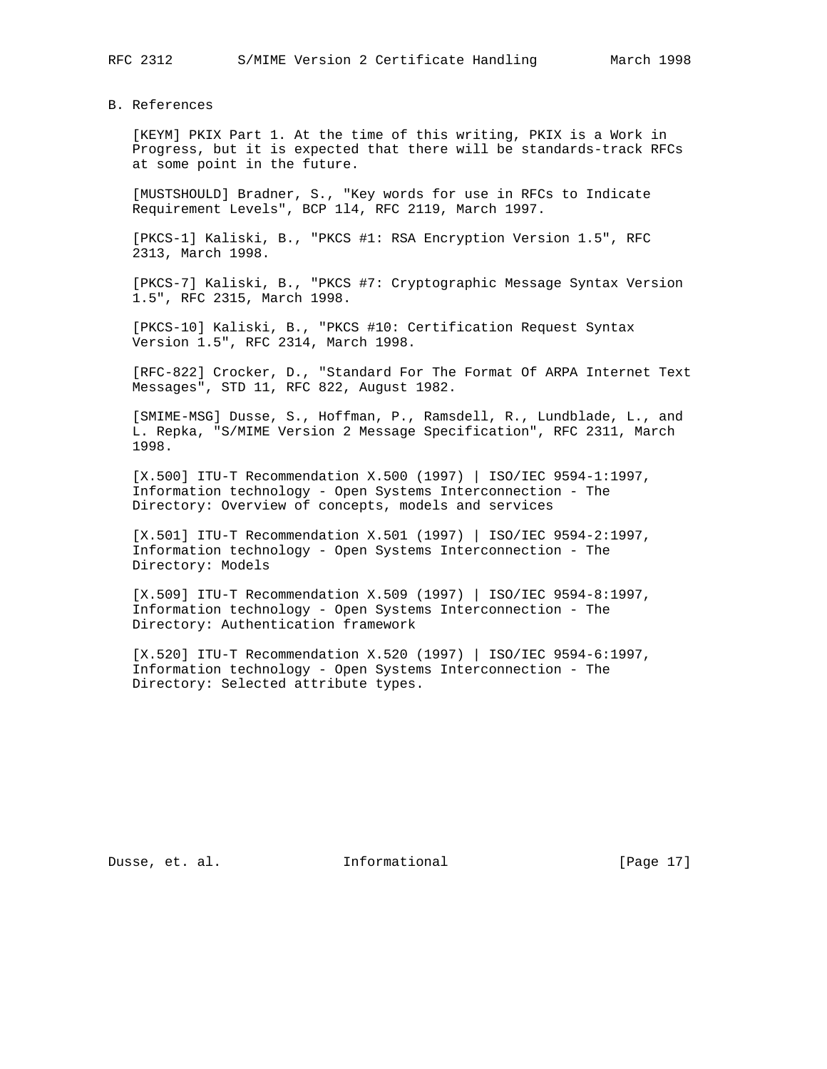## B. References

[KEYM] PKIX Part 1. At the time of this writing, PKIX is a Work in Progress, but it is expected that there will be standards-track RFCs at some point in the future.

[MUSTSHOULD] Bradner, S., "Key words for use in RFCs to Indicate Requirement Levels", BCP 1l4, RFC 2119, March 1997.

[PKCS-1] Kaliski, B., "PKCS #1: RSA Encryption Version 1.5", RFC 2313, March 1998.

[PKCS-7] Kaliski, B., "PKCS #7: Cryptographic Message Syntax Version 1.5", RFC 2315, March 1998.

[PKCS-10] Kaliski, B., "PKCS #10: Certification Request Syntax Version 1.5", RFC 2314, March 1998.

[RFC-822] Crocker, D., "Standard For The Format Of ARPA Internet Text Messages", STD 11, RFC 822, August 1982.

[SMIME-MSG] Dusse, S., Hoffman, P., Ramsdell, R., Lundblade, L., and L. Repka, "S/MIME Version 2 Message Specification", RFC 2311, March 1998.

[X.500] ITU-T Recommendation X.500 (1997) | ISO/IEC 9594-1:1997, Information technology - Open Systems Interconnection - The Directory: Overview of concepts, models and services

[X.501] ITU-T Recommendation X.501 (1997) | ISO/IEC 9594-2:1997, Information technology - Open Systems Interconnection - The Directory: Models

[X.509] ITU-T Recommendation X.509 (1997) | ISO/IEC 9594-8:1997, Information technology - Open Systems Interconnection - The Directory: Authentication framework

[X.520] ITU-T Recommendation X.520 (1997) | ISO/IEC 9594-6:1997, Information technology - Open Systems Interconnection - The Directory: Selected attribute types.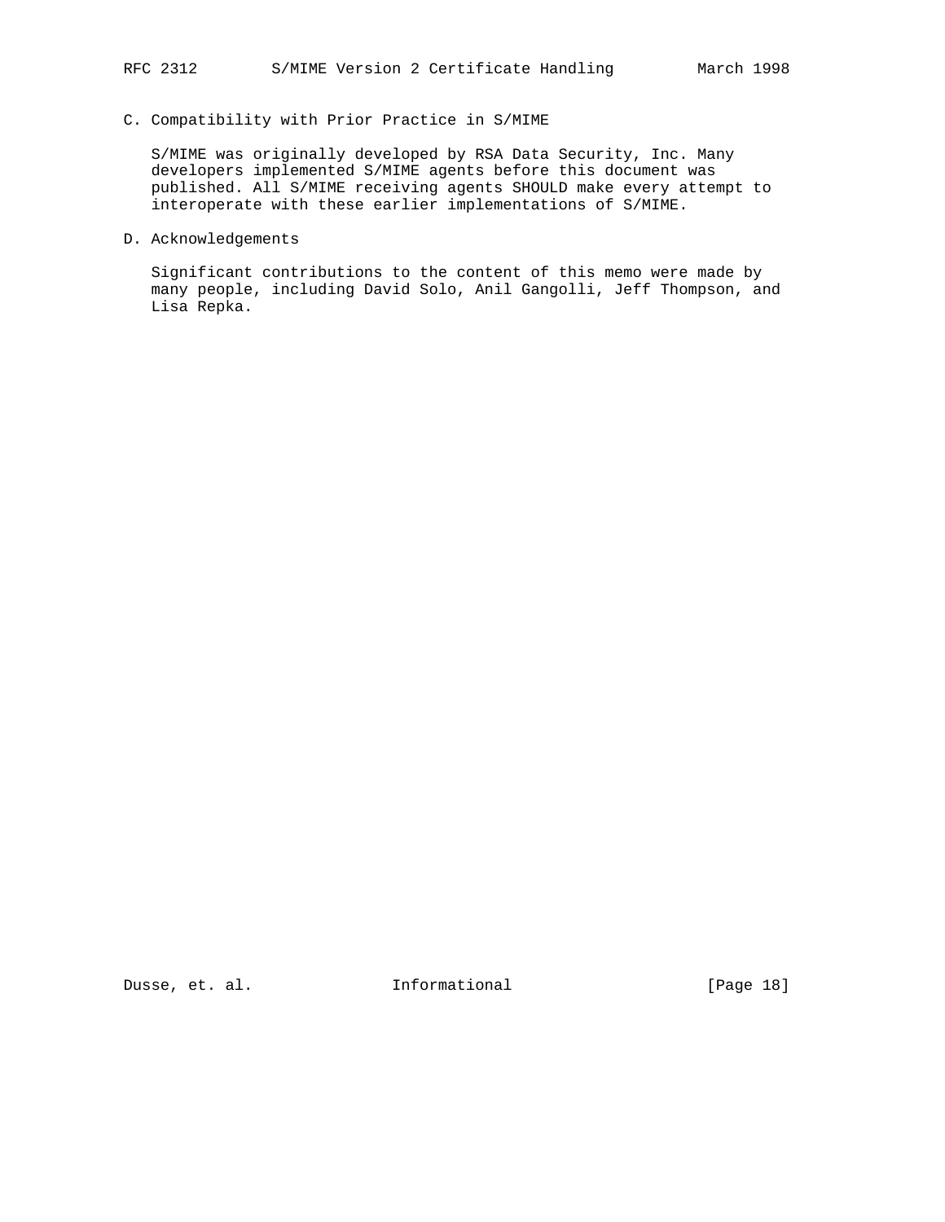## C. Compatibility with Prior Practice in S/MIME

S/MIME was originally developed by RSA Data Security, Inc. Many developers implemented S/MIME agents before this document was published. All S/MIME receiving agents SHOULD make every attempt to interoperate with these earlier implementations of S/MIME.

## D. Acknowledgements

Significant contributions to the content of this memo were made by many people, including David Solo, Anil Gangolli, Jeff Thompson, and Lisa Repka.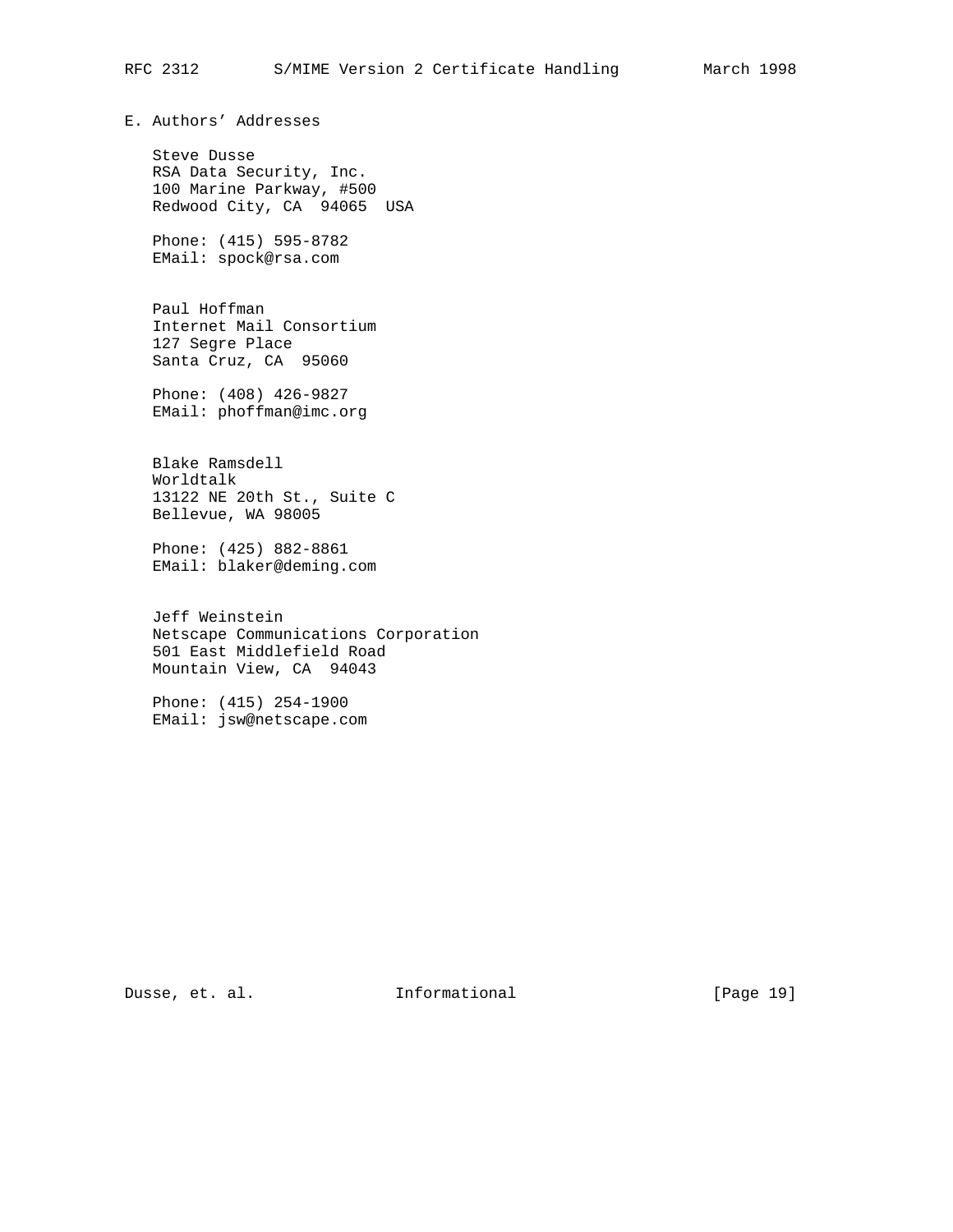## E. Authors' Addresses

Steve Dusse
RSA Data Security, Inc.
100 Marine Parkway, #500
Redwood City, CA  94065  USA

Phone: (415) 595-8782
EMail: spock@rsa.com

Paul Hoffman
Internet Mail Consortium
127 Segre Place
Santa Cruz, CA  95060

Phone: (408) 426-9827
EMail: phoffman@imc.org

Blake Ramsdell
Worldtalk
13122 NE 20th St., Suite C
Bellevue, WA 98005

Phone: (425) 882-8861
EMail: blaker@deming.com

Jeff Weinstein
Netscape Communications Corporation
501 East Middlefield Road
Mountain View, CA  94043

Phone: (415) 254-1900
EMail: jsw@netscape.com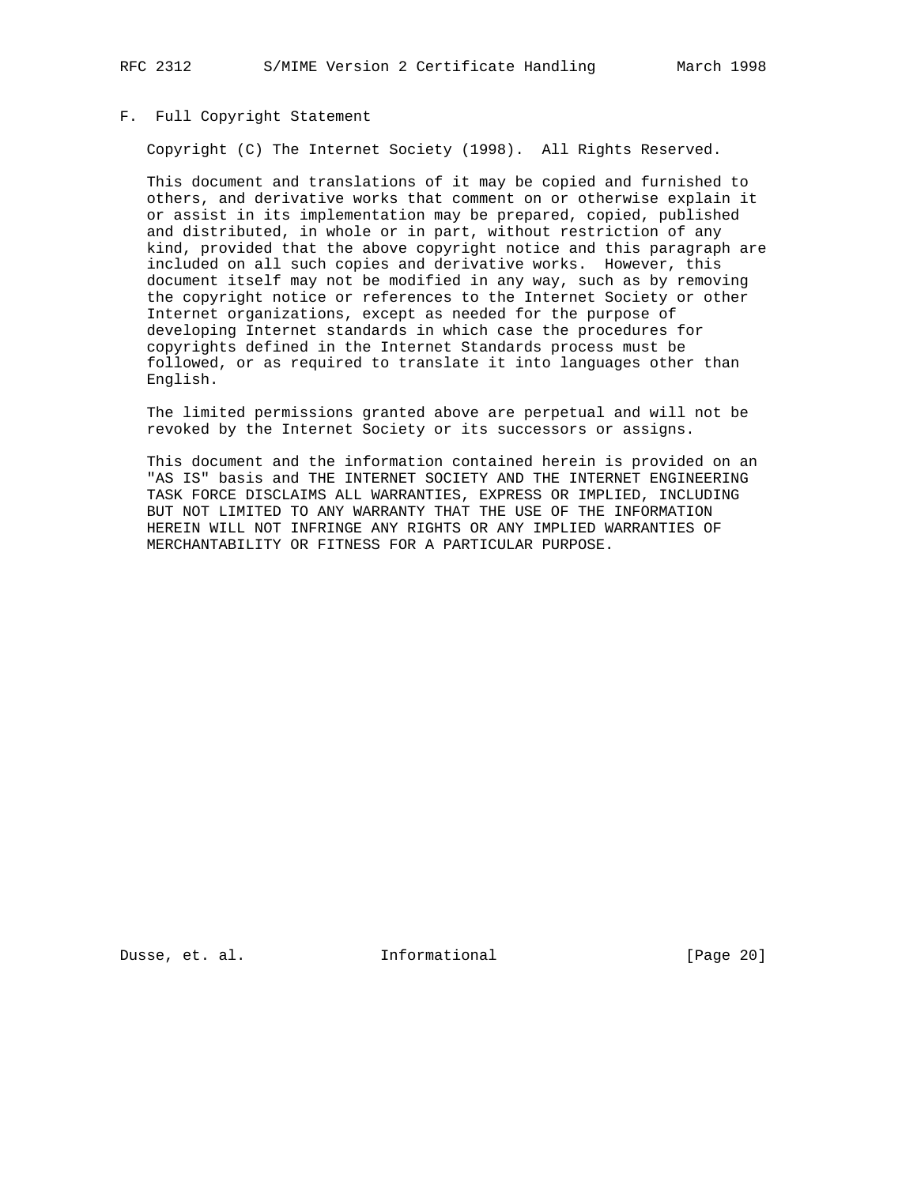## F. Full Copyright Statement

Copyright (C) The Internet Society (1998). All Rights Reserved.

This document and translations of it may be copied and furnished to others, and derivative works that comment on or otherwise explain it or assist in its implementation may be prepared, copied, published and distributed, in whole or in part, without restriction of any kind, provided that the above copyright notice and this paragraph are included on all such copies and derivative works. However, this document itself may not be modified in any way, such as by removing the copyright notice or references to the Internet Society or other Internet organizations, except as needed for the purpose of developing Internet standards in which case the procedures for copyrights defined in the Internet Standards process must be followed, or as required to translate it into languages other than English.

The limited permissions granted above are perpetual and will not be revoked by the Internet Society or its successors or assigns.

This document and the information contained herein is provided on an "AS IS" basis and THE INTERNET SOCIETY AND THE INTERNET ENGINEERING TASK FORCE DISCLAIMS ALL WARRANTIES, EXPRESS OR IMPLIED, INCLUDING BUT NOT LIMITED TO ANY WARRANTY THAT THE USE OF THE INFORMATION HEREIN WILL NOT INFRINGE ANY RIGHTS OR ANY IMPLIED WARRANTIES OF MERCHANTABILITY OR FITNESS FOR A PARTICULAR PURPOSE.